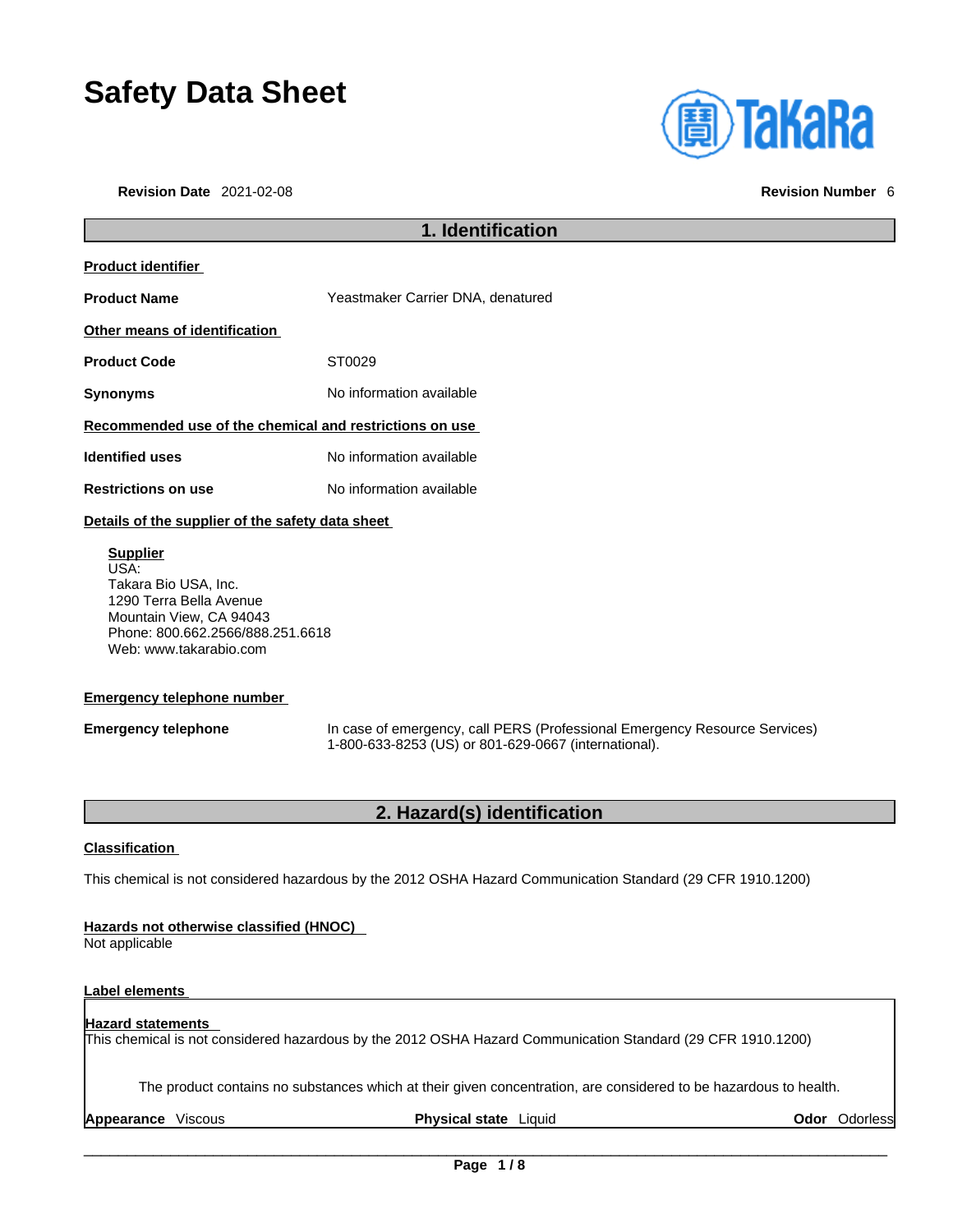# Safety Data Sheet

**Revision Date** 2021-02-08 **Revision Number** 6

## 1. Identification

**Product identifier**

**Product Name** Yeastmaker Carrier DNA, denatured

**Other means of identification**

**Product Code** ST0029

**Synonyms** No information available

**Recommended use of the chemical and restrictions on use**

**Identified uses** No information available

**Restrictions on use** No information available

**Details of the supplier of the safety data sheet**

**Supplier**
USA:
Takara Bio USA, Inc.
1290 Terra Bella Avenue
Mountain View, CA 94043
Phone: 800.662.2566/888.251.6618
Web: www.takarabio.com

**Emergency telephone number**

**Emergency telephone** In case of emergency, call PERS (Professional Emergency Resource Services) 1-800-633-8253 (US) or 801-629-0667 (international).

## 2. Hazard(s) identification

**Classification**

This chemical is not considered hazardous by the 2012 OSHA Hazard Communication Standard (29 CFR 1910.1200)

**Hazards not otherwise classified (HNOC)**
Not applicable

**Label elements**

**Hazard statements**
This chemical is not considered hazardous by the 2012 OSHA Hazard Communication Standard (29 CFR 1910.1200)

The product contains no substances which at their given concentration, are considered to be hazardous to health.

**Appearance** Viscous **Physical state** Liquid **Odor** Odorless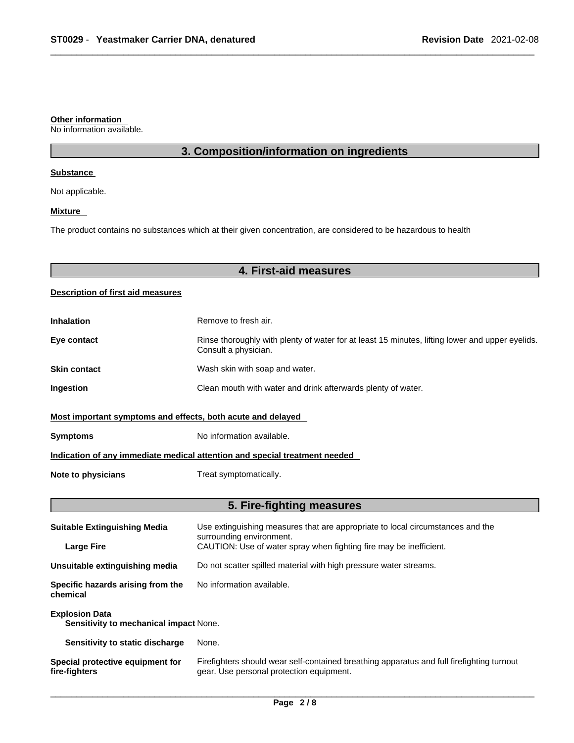**Other information**

No information available.

## 3. Composition/information on ingredients

**Substance**

Not applicable.

**Mixture**

The product contains no substances which at their given concentration, are considered to be hazardous to health

## 4. First-aid measures

**Description of first aid measures**

| | |
|---|---|
| **Inhalation** | Remove to fresh air. |
| **Eye contact** | Rinse thoroughly with plenty of water for at least 15 minutes, lifting lower and upper eyelids. Consult a physician. |
| **Skin contact** | Wash skin with soap and water. |
| **Ingestion** | Clean mouth with water and drink afterwards plenty of water. |

**Most important symptoms and effects, both acute and delayed**

| | |
|---|---|
| **Symptoms** | No information available. |

**Indication of any immediate medical attention and special treatment needed**

| | |
|---|---|
| **Note to physicians** | Treat symptomatically. |

## 5. Fire-fighting measures

| | |
|---|---|
| **Suitable Extinguishing Media** | Use extinguishing measures that are appropriate to local circumstances and the surrounding environment. |
| **Large Fire** | CAUTION: Use of water spray when fighting fire may be inefficient. |
| **Unsuitable extinguishing media** | Do not scatter spilled material with high pressure water streams. |
| **Specific hazards arising from the chemical** | No information available. |
| **Explosion Data** | |
| **Sensitivity to mechanical impact** | None. |
| **Sensitivity to static discharge** | None. |
| **Special protective equipment for fire-fighters** | Firefighters should wear self-contained breathing apparatus and full firefighting turnout gear. Use personal protection equipment. |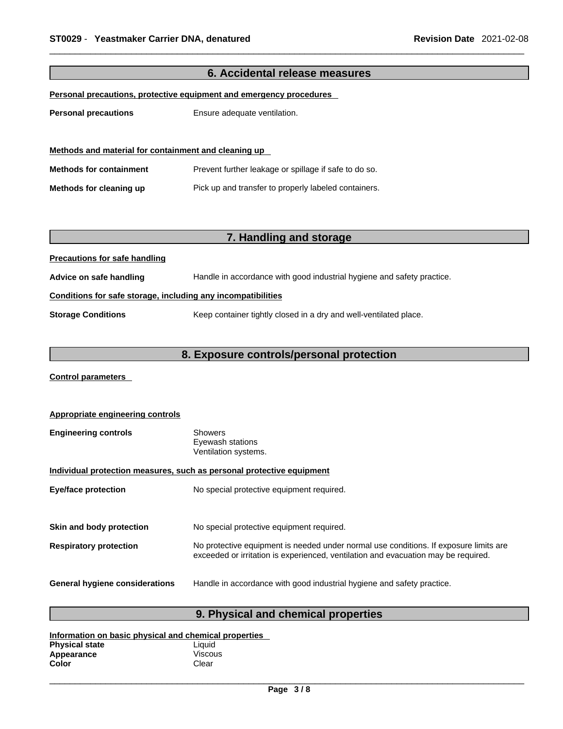## 6. Accidental release measures

**Personal precautions, protective equipment and emergency procedures**

**Personal precautions** Ensure adequate ventilation.

**Methods and material for containment and cleaning up**

**Methods for containment** Prevent further leakage or spillage if safe to do so.

**Methods for cleaning up** Pick up and transfer to properly labeled containers.

## 7. Handling and storage

**Precautions for safe handling**

**Advice on safe handling** Handle in accordance with good industrial hygiene and safety practice.

**Conditions for safe storage, including any incompatibilities**

**Storage Conditions** Keep container tightly closed in a dry and well-ventilated place.

## 8. Exposure controls/personal protection

**Control parameters**

**Appropriate engineering controls**

**Engineering controls** Showers
Eyewash stations
Ventilation systems.

**Individual protection measures, such as personal protective equipment**

**Eye/face protection** No special protective equipment required.

**Skin and body protection** No special protective equipment required.

**Respiratory protection** No protective equipment is needed under normal use conditions. If exposure limits are exceeded or irritation is experienced, ventilation and evacuation may be required.

**General hygiene considerations** Handle in accordance with good industrial hygiene and safety practice.

## 9. Physical and chemical properties

**Information on basic physical and chemical properties**

**Physical state** Liquid
**Appearance** Viscous
**Color** Clear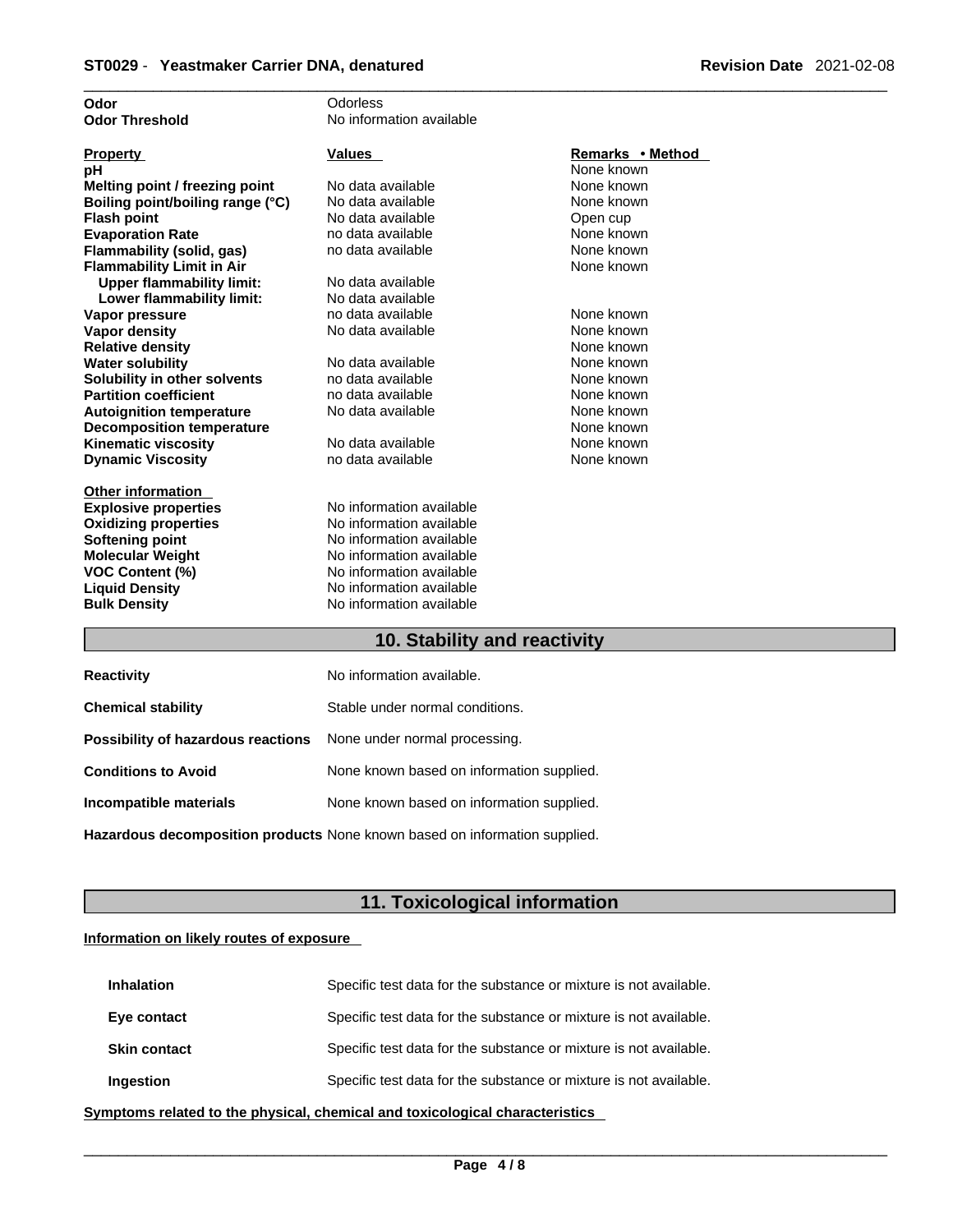| | |
|---|---|
| **Odor** | Odorless |
| **Odor Threshold** | No information available |

| Property | Values | Remarks • Method |
|---|---|---|
| **pH** | | None known |
| **Melting point / freezing point** | No data available | None known |
| **Boiling point/boiling range (°C)** | No data available | None known |
| **Flash point** | No data available | Open cup |
| **Evaporation Rate** | no data available | None known |
| **Flammability (solid, gas)** | no data available | None known |
| **Flammability Limit in Air** | | None known |
| **Upper flammability limit:** | No data available | |
| **Lower flammability limit:** | No data available | |
| **Vapor pressure** | no data available | None known |
| **Vapor density** | No data available | None known |
| **Relative density** | | None known |
| **Water solubility** | No data available | None known |
| **Solubility in other solvents** | no data available | None known |
| **Partition coefficient** | no data available | None known |
| **Autoignition temperature** | No data available | None known |
| **Decomposition temperature** | | None known |
| **Kinematic viscosity** | No data available | None known |
| **Dynamic Viscosity** | no data available | None known |

**Other information**

| | |
|---|---|
| **Explosive properties** | No information available |
| **Oxidizing properties** | No information available |
| **Softening point** | No information available |
| **Molecular Weight** | No information available |
| **VOC Content (%)** | No information available |
| **Liquid Density** | No information available |
| **Bulk Density** | No information available |

## 10. Stability and reactivity

| | |
|---|---|
| **Reactivity** | No information available. |
| **Chemical stability** | Stable under normal conditions. |
| **Possibility of hazardous reactions** | None under normal processing. |
| **Conditions to Avoid** | None known based on information supplied. |
| **Incompatible materials** | None known based on information supplied. |
| **Hazardous decomposition products** | None known based on information supplied. |

## 11. Toxicological information

**Information on likely routes of exposure**

| | |
|---|---|
| **Inhalation** | Specific test data for the substance or mixture is not available. |
| **Eye contact** | Specific test data for the substance or mixture is not available. |
| **Skin contact** | Specific test data for the substance or mixture is not available. |
| **Ingestion** | Specific test data for the substance or mixture is not available. |

**Symptoms related to the physical, chemical and toxicological characteristics**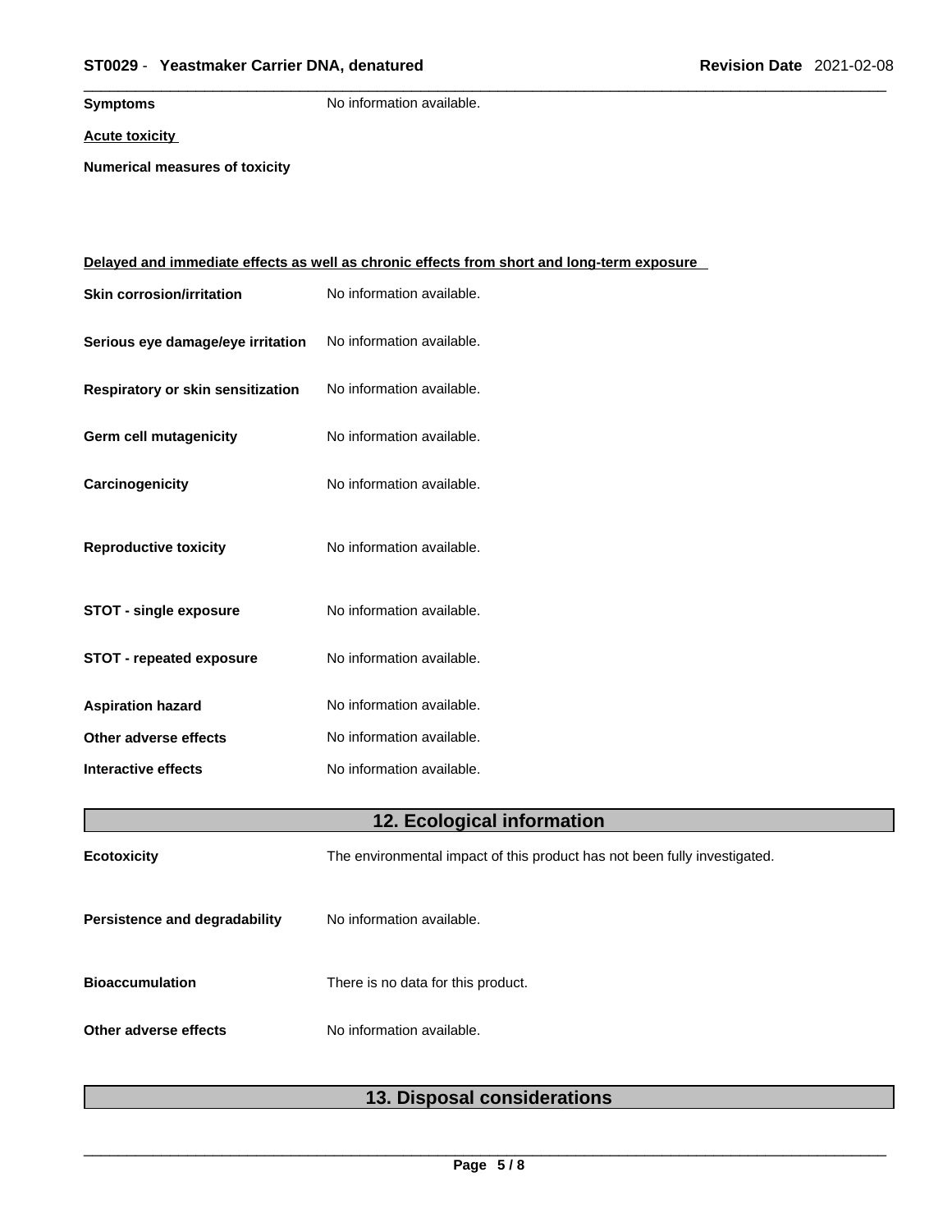**Symptoms** No information available.

**Acute toxicity**

**Numerical measures of toxicity**

**Delayed and immediate effects as well as chronic effects from short and long-term exposure**

| | |
|---|---|
| **Skin corrosion/irritation** | No information available. |
| **Serious eye damage/eye irritation** | No information available. |
| **Respiratory or skin sensitization** | No information available. |
| **Germ cell mutagenicity** | No information available. |
| **Carcinogenicity** | No information available. |
| **Reproductive toxicity** | No information available. |
| **STOT - single exposure** | No information available. |
| **STOT - repeated exposure** | No information available. |
| **Aspiration hazard** | No information available. |
| **Other adverse effects** | No information available. |
| **Interactive effects** | No information available. |

## 12. Ecological information

| | |
|---|---|
| **Ecotoxicity** | The environmental impact of this product has not been fully investigated. |
| **Persistence and degradability** | No information available. |
| **Bioaccumulation** | There is no data for this product. |
| **Other adverse effects** | No information available. |

## 13. Disposal considerations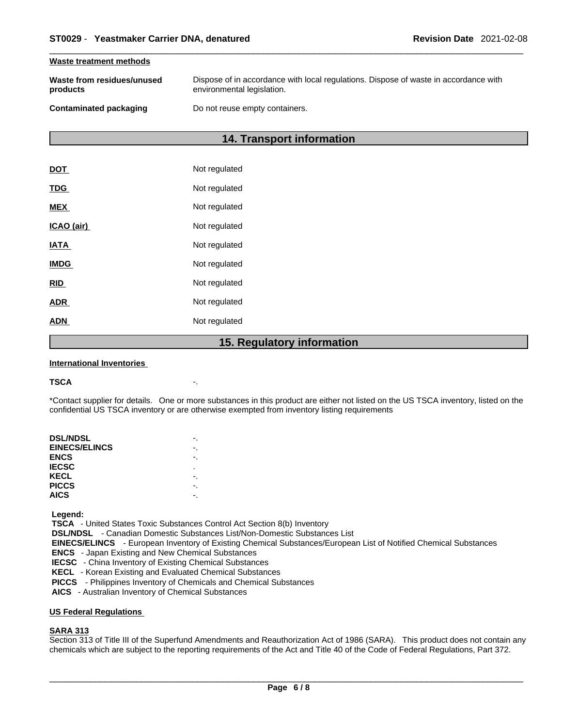**Waste treatment methods**

| | |
|---|---|
| **Waste from residues/unused products** | Dispose of in accordance with local regulations. Dispose of waste in accordance with environmental legislation. |
| **Contaminated packaging** | Do not reuse empty containers. |

## 14. Transport information

| | |
|---|---|
| **DOT** | Not regulated |
| **TDG** | Not regulated |
| **MEX** | Not regulated |
| **ICAO (air)** | Not regulated |
| **IATA** | Not regulated |
| **IMDG** | Not regulated |
| **RID** | Not regulated |
| **ADR** | Not regulated |
| **ADN** | Not regulated |

## 15. Regulatory information

**International Inventories**

**TSCA** -.

*Contact supplier for details. One or more substances in this product are either not listed on the US TSCA inventory, listed on the confidential US TSCA inventory or are otherwise exempted from inventory listing requirements

| | |
|---|---|
| **DSL/NDSL** | -. |
| **EINECS/ELINCS** | -. |
| **ENCS** | -. |
| **IECSC** | . |
| **KECL** | -. |
| **PICCS** | -. |
| **AICS** | -. |

**Legend:**
**TSCA** - United States Toxic Substances Control Act Section 8(b) Inventory
**DSL/NDSL** - Canadian Domestic Substances List/Non-Domestic Substances List
**EINECS/ELINCS** - European Inventory of Existing Chemical Substances/European List of Notified Chemical Substances
**ENCS** - Japan Existing and New Chemical Substances
**IECSC** - China Inventory of Existing Chemical Substances
**KECL** - Korean Existing and Evaluated Chemical Substances
**PICCS** - Philippines Inventory of Chemicals and Chemical Substances
**AICS** - Australian Inventory of Chemical Substances

**US Federal Regulations**

**SARA 313**
Section 313 of Title III of the Superfund Amendments and Reauthorization Act of 1986 (SARA). This product does not contain any chemicals which are subject to the reporting requirements of the Act and Title 40 of the Code of Federal Regulations, Part 372.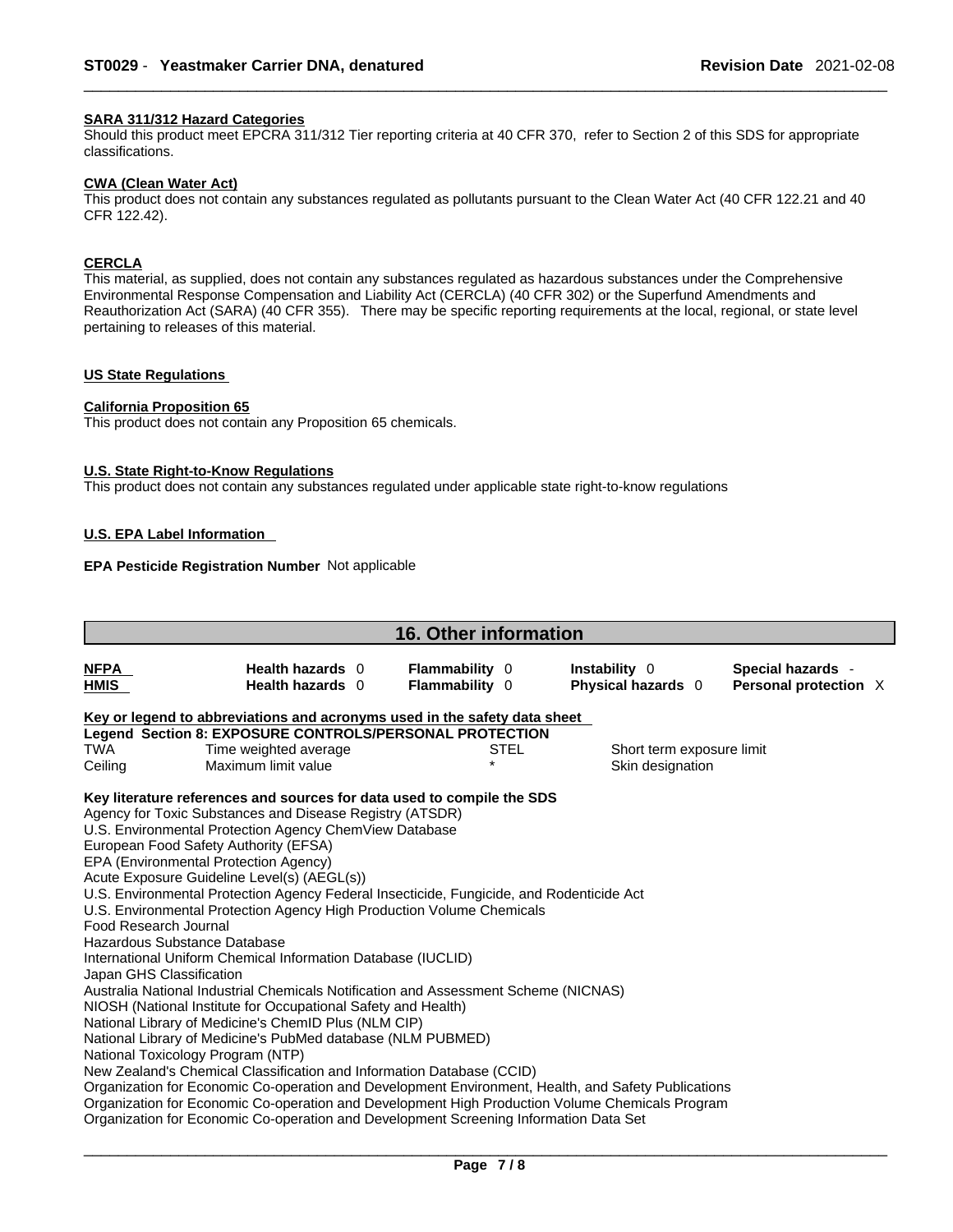### SARA 311/312 Hazard Categories

Should this product meet EPCRA 311/312 Tier reporting criteria at 40 CFR 370, refer to Section 2 of this SDS for appropriate classifications.

### CWA (Clean Water Act)

This product does not contain any substances regulated as pollutants pursuant to the Clean Water Act (40 CFR 122.21 and 40 CFR 122.42).

### CERCLA

This material, as supplied, does not contain any substances regulated as hazardous substances under the Comprehensive Environmental Response Compensation and Liability Act (CERCLA) (40 CFR 302) or the Superfund Amendments and Reauthorization Act (SARA) (40 CFR 355). There may be specific reporting requirements at the local, regional, or state level pertaining to releases of this material.

### US State Regulations

### California Proposition 65

This product does not contain any Proposition 65 chemicals.

### U.S. State Right-to-Know Regulations

This product does not contain any substances regulated under applicable state right-to-know regulations

### U.S. EPA Label Information

**EPA Pesticide Registration Number** Not applicable

## 16. Other information

| | | | | |
|---|---|---|---|---|
| **NFPA** | **Health hazards** 0 | **Flammability** 0 | **Instability** 0 | **Special hazards** - |
| **HMIS** | **Health hazards** 0 | **Flammability** 0 | **Physical hazards** 0 | **Personal protection** X |

**Key or legend to abbreviations and acronyms used in the safety data sheet**

**Legend Section 8: EXPOSURE CONTROLS/PERSONAL PROTECTION**

| | | | |
|---|---|---|---|
| TWA | Time weighted average | STEL | Short term exposure limit |
| Ceiling | Maximum limit value | * | Skin designation |

**Key literature references and sources for data used to compile the SDS**

Agency for Toxic Substances and Disease Registry (ATSDR)
U.S. Environmental Protection Agency ChemView Database
European Food Safety Authority (EFSA)
EPA (Environmental Protection Agency)
Acute Exposure Guideline Level(s) (AEGL(s))
U.S. Environmental Protection Agency Federal Insecticide, Fungicide, and Rodenticide Act
U.S. Environmental Protection Agency High Production Volume Chemicals
Food Research Journal
Hazardous Substance Database
International Uniform Chemical Information Database (IUCLID)
Japan GHS Classification
Australia National Industrial Chemicals Notification and Assessment Scheme (NICNAS)
NIOSH (National Institute for Occupational Safety and Health)
National Library of Medicine's ChemID Plus (NLM CIP)
National Library of Medicine's PubMed database (NLM PUBMED)
National Toxicology Program (NTP)
New Zealand's Chemical Classification and Information Database (CCID)
Organization for Economic Co-operation and Development Environment, Health, and Safety Publications
Organization for Economic Co-operation and Development High Production Volume Chemicals Program
Organization for Economic Co-operation and Development Screening Information Data Set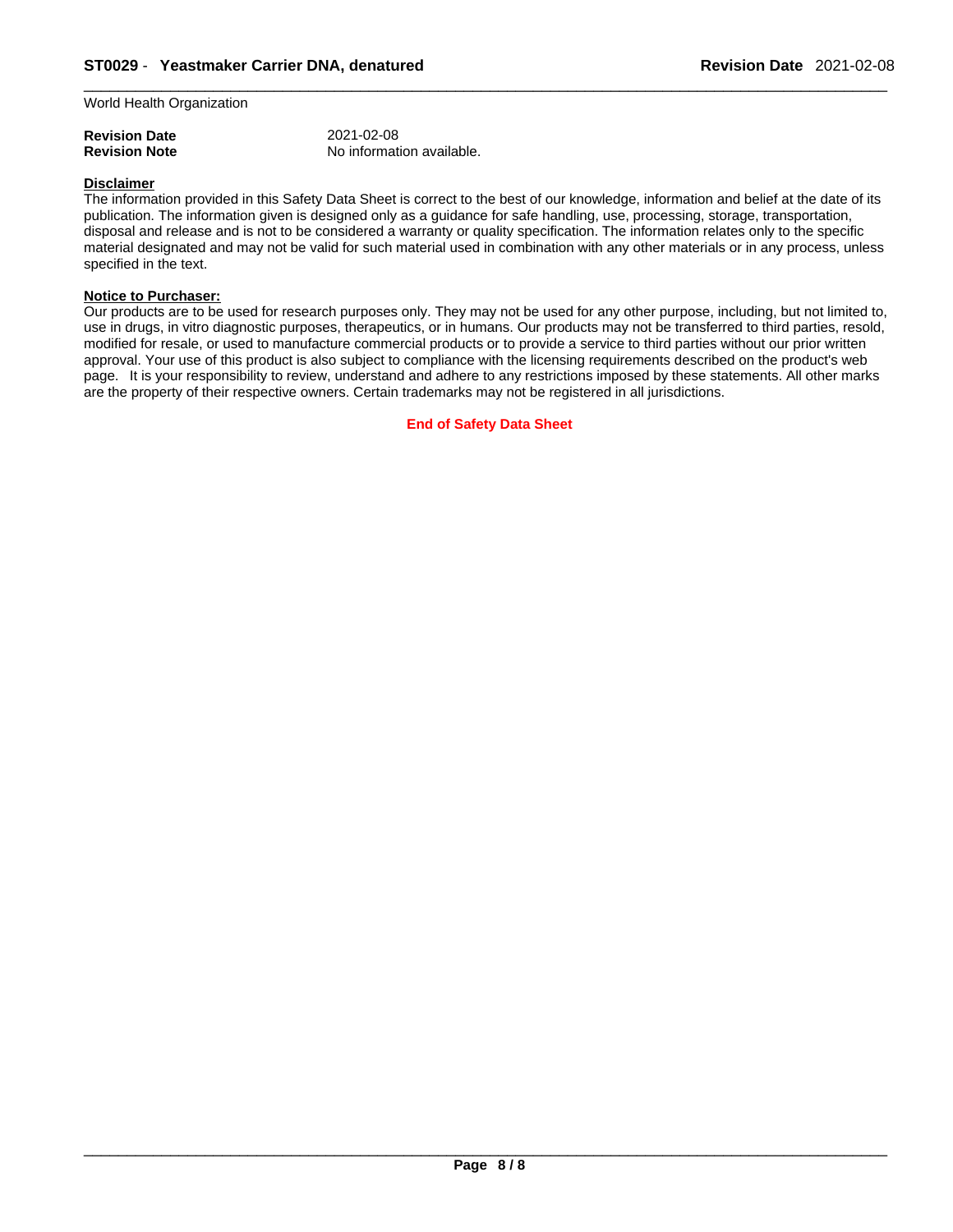World Health Organization

**Revision Date** 2021-02-08
**Revision Note** No information available.

**Disclaimer**
The information provided in this Safety Data Sheet is correct to the best of our knowledge, information and belief at the date of its publication. The information given is designed only as a guidance for safe handling, use, processing, storage, transportation, disposal and release and is not to be considered a warranty or quality specification. The information relates only to the specific material designated and may not be valid for such material used in combination with any other materials or in any process, unless specified in the text.

**Notice to Purchaser:**
Our products are to be used for research purposes only. They may not be used for any other purpose, including, but not limited to, use in drugs, in vitro diagnostic purposes, therapeutics, or in humans. Our products may not be transferred to third parties, resold, modified for resale, or used to manufacture commercial products or to provide a service to third parties without our prior written approval. Your use of this product is also subject to compliance with the licensing requirements described on the product's web page. It is your responsibility to review, understand and adhere to any restrictions imposed by these statements. All other marks are the property of their respective owners. Certain trademarks may not be registered in all jurisdictions.

**End of Safety Data Sheet**